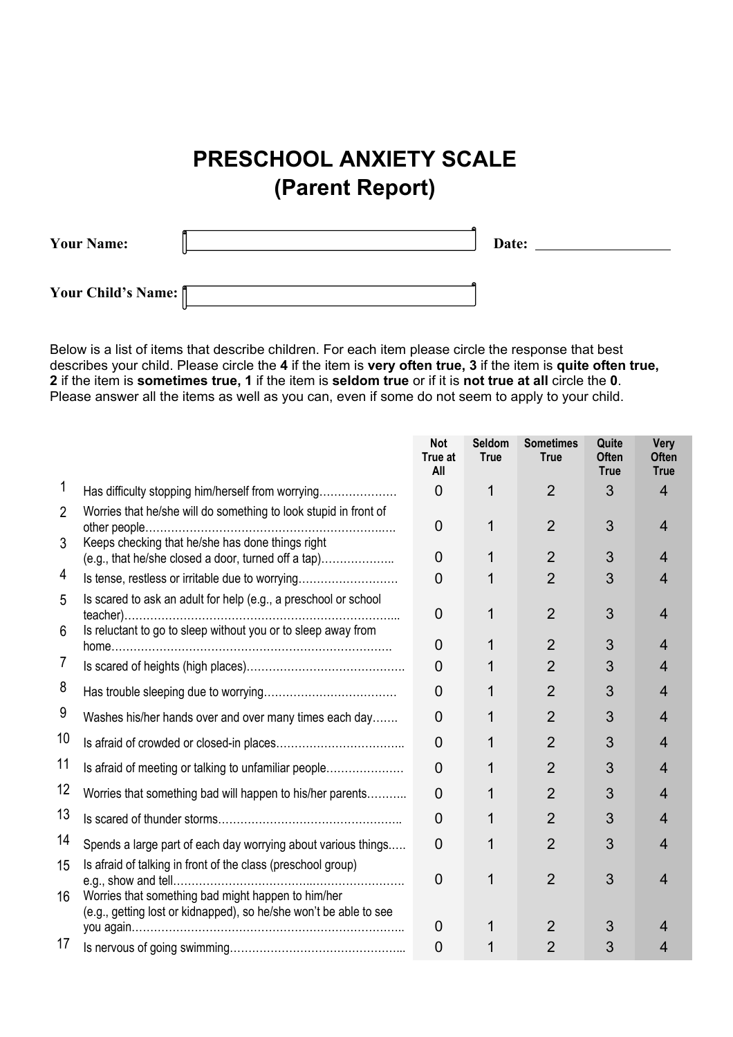# PRESCHOOL ANXIETY SCALE
## (Parent Report)

**Your Name:** ______________________ **Date:** ______________

**Your Child's Name:** ______________________

Below is a list of items that describe children. For each item please circle the response that best describes your child. Please circle the **4** if the item is **very often true, 3** if the item is **quite often true, 2** if the item is **sometimes true, 1** if the item is **seldom true** or if it is **not true at all** circle the **0**. Please answer all the items as well as you can, even if some do not seem to apply to your child.

| | | Not True at All | Seldom True | Sometimes True | Quite Often True | Very Often True |
|---|---|---|---|---|---|---|
| 1 | Has difficulty stopping him/herself from worrying………………… | 0 | 1 | 2 | 3 | 4 |
| 2 | Worries that he/she will do something to look stupid in front of other people………………………………………………………… | 0 | 1 | 2 | 3 | 4 |
| 3 | Keeps checking that he/she has done things right (e.g., that he/she closed a door, turned off a tap)……………….. | 0 | 1 | 2 | 3 | 4 |
| 4 | Is tense, restless or irritable due to worrying……………………… | 0 | 1 | 2 | 3 | 4 |
| 5 | Is scared to ask an adult for help (e.g., a preschool or school teacher)……………………………………………………………... | 0 | 1 | 2 | 3 | 4 |
| 6 | Is reluctant to go to sleep without you or to sleep away from home…………………………………………………………………. | 0 | 1 | 2 | 3 | 4 |
| 7 | Is scared of heights (high places)……………………………………. | 0 | 1 | 2 | 3 | 4 |
| 8 | Has trouble sleeping due to worrying……………………………… | 0 | 1 | 2 | 3 | 4 |
| 9 | Washes his/her hands over and over many times each day……. | 0 | 1 | 2 | 3 | 4 |
| 10 | Is afraid of crowded or closed-in places…………………………….. | 0 | 1 | 2 | 3 | 4 |
| 11 | Is afraid of meeting or talking to unfamiliar people………………… | 0 | 1 | 2 | 3 | 4 |
| 12 | Worries that something bad will happen to his/her parents………. | 0 | 1 | 2 | 3 | 4 |
| 13 | Is scared of thunder storms………………………………………….. | 0 | 1 | 2 | 3 | 4 |
| 14 | Spends a large part of each day worrying about various things.…. | 0 | 1 | 2 | 3 | 4 |
| 15 | Is afraid of talking in front of the class (preschool group) e.g., show and tell……………………………………………………. | 0 | 1 | 2 | 3 | 4 |
| 16 | Worries that something bad might happen to him/her (e.g., getting lost or kidnapped), so he/she won't be able to see you again……………………………………………………………….. | 0 | 1 | 2 | 3 | 4 |
| 17 | Is nervous of going swimming……………………………………….. | 0 | 1 | 2 | 3 | 4 |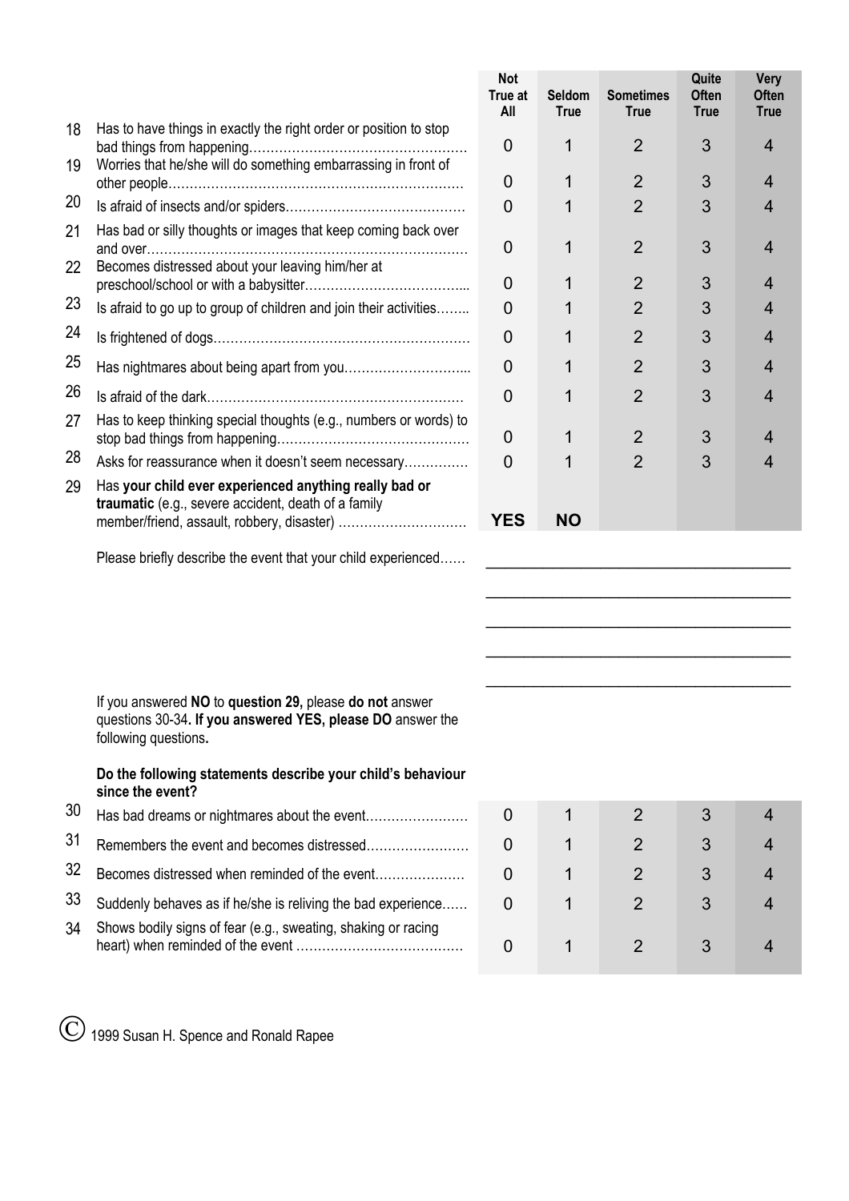| | | Not True at All | Seldom True | Sometimes True | Quite Often True | Very Often True |
|---|---|---|---|---|---|---|
| 18 | Has to have things in exactly the right order or position to stop bad things from happening…………………………………………… | 0 | 1 | 2 | 3 | 4 |
| 19 | Worries that he/she will do something embarrassing in front of other people…………………………………………………………… | 0 | 1 | 2 | 3 | 4 |
| 20 | Is afraid of insects and/or spiders…………………………………… | 0 | 1 | 2 | 3 | 4 |
| 21 | Has bad or silly thoughts or images that keep coming back over and over……………………………………………………………… | 0 | 1 | 2 | 3 | 4 |
| 22 | Becomes distressed about your leaving him/her at preschool/school or with a babysitter……………………………….. | 0 | 1 | 2 | 3 | 4 |
| 23 | Is afraid to go up to group of children and join their activities…….. | 0 | 1 | 2 | 3 | 4 |
| 24 | Is frightened of dogs…………………………………………………… | 0 | 1 | 2 | 3 | 4 |
| 25 | Has nightmares about being apart from you………………………... | 0 | 1 | 2 | 3 | 4 |
| 26 | Is afraid of the dark…………………………………………………… | 0 | 1 | 2 | 3 | 4 |
| 27 | Has to keep thinking special thoughts (e.g., numbers or words) to stop bad things from happening……………………………………… | 0 | 1 | 2 | 3 | 4 |
| 28 | Asks for reassurance when it doesn't seem necessary…………… | 0 | 1 | 2 | 3 | 4 |
| 29 | Has **your child ever experienced anything really bad or traumatic** (e.g., severe accident, death of a family member/friend, assault, robbery, disaster) ………………………… | **YES** | **NO** | | | |

Please briefly describe the event that your child experienced……

\_\_\_\_\_\_\_\_\_\_\_\_\_\_\_\_\_\_\_\_\_\_\_\_\_\_\_\_\_\_\_\_\_\_\_\_

\_\_\_\_\_\_\_\_\_\_\_\_\_\_\_\_\_\_\_\_\_\_\_\_\_\_\_\_\_\_\_\_\_\_\_\_

\_\_\_\_\_\_\_\_\_\_\_\_\_\_\_\_\_\_\_\_\_\_\_\_\_\_\_\_\_\_\_\_\_\_\_\_

\_\_\_\_\_\_\_\_\_\_\_\_\_\_\_\_\_\_\_\_\_\_\_\_\_\_\_\_\_\_\_\_\_\_\_\_

\_\_\_\_\_\_\_\_\_\_\_\_\_\_\_\_\_\_\_\_\_\_\_\_\_\_\_\_\_\_\_\_\_\_\_\_

If you answered **NO** to **question 29,** please **do not** answer questions 30-34**. If you answered YES, please DO** answer the following questions**.**

**Do the following statements describe your child's behaviour since the event?**

| | | Not True at All | Seldom True | Sometimes True | Quite Often True | Very Often True |
|---|---|---|---|---|---|---|
| 30 | Has bad dreams or nightmares about the event…………………… | 0 | 1 | 2 | 3 | 4 |
| 31 | Remembers the event and becomes distressed…………………… | 0 | 1 | 2 | 3 | 4 |
| 32 | Becomes distressed when reminded of the event………………… | 0 | 1 | 2 | 3 | 4 |
| 33 | Suddenly behaves as if he/she is reliving the bad experience…… | 0 | 1 | 2 | 3 | 4 |
| 34 | Shows bodily signs of fear (e.g., sweating, shaking or racing heart) when reminded of the event ………………………………… | 0 | 1 | 2 | 3 | 4 |

© 1999 Susan H. Spence and Ronald Rapee